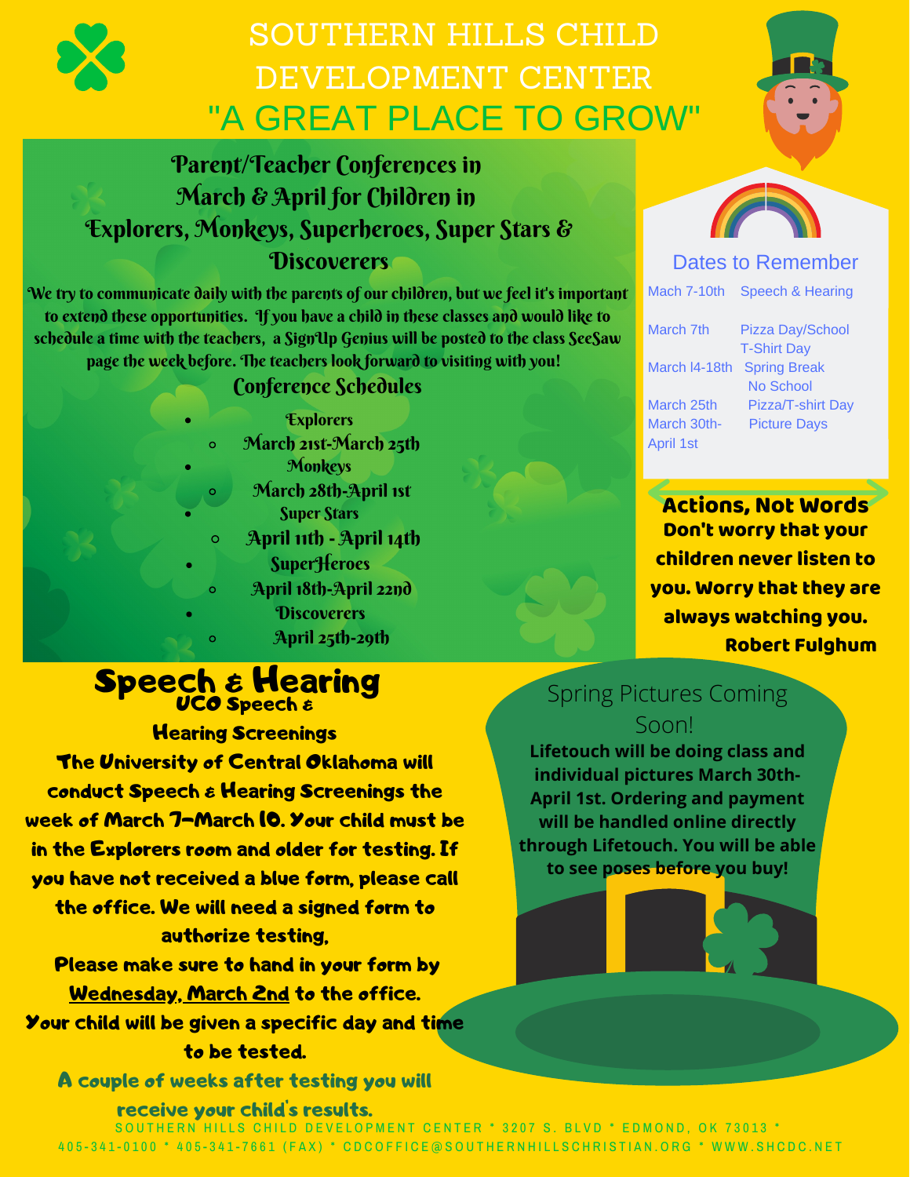# SOUTHERN HILLS CHILD DEVELOPMENT CENTER

## "A GREAT PLACE TO GROW"

## Parent/Teacher Conferences in March & April for Children in Explorers, Monkeys, Superheroes, Super Stars & Discoverers

We try to communicate daily with the parents of our children, but we feel it's important to extend these opportunities. If you have a child in these classes and would like to schedule a time with the teachers, a SignUp Genius will be posted to the class SeeSaw page the week before. The teachers look forward to visiting with you!

### Conference Schedules

- Explorers
  - March 21st-March 25th
- Monkeys
  - March 28th-April 1st
- Super Stars
  - April 11th - April 14th
- SuperHeroes
  - April 18th-April 22nd
- Discoverers
  - April 25th-29th

### Dates to Remember

| | |
|---|---|
| Mach 7-10th | Speech & Hearing |
| March 7th | Pizza Day/School T-Shirt Day |
| March l4-18th | Spring Break No School |
| March 25th | Pizza/T-shirt Day |
| March 30th-April 1st | Picture Days |

**Actions, Not Words**

**Don't worry that your children never listen to you. Worry that they are always watching you.**

**Robert Fulghum**

## Speech & Hearing

**UCO Speech & Hearing Screenings**

**The University of Central Oklahoma will conduct Speech & Hearing Screenings the week of March 7-March 10. Your child must be in the Explorers room and older for testing. If you have not received a blue form, please call the office. We will need a signed form to authorize testing,**

**Please make sure to hand in your form by Wednesday, March 2nd to the office. Your child will be given a specific day and time to be tested.**

**A couple of weeks after testing you will receive your child's results.**

## Spring Pictures Coming Soon!

**Lifetouch will be doing class and individual pictures March 30th-April 1st. Ordering and payment will be handled online directly through Lifetouch. You will be able to see poses before you buy!**

SOUTHERN HILLS CHILD DEVELOPMENT CENTER * 3207 S. BLVD * EDMOND, OK 73013 * 405-341-0100 * 405-341-7661 (FAX) * CDCOFFICE@SOUTHERNHILLSCHRISTIAN.ORG * WWW.SHCDC.NET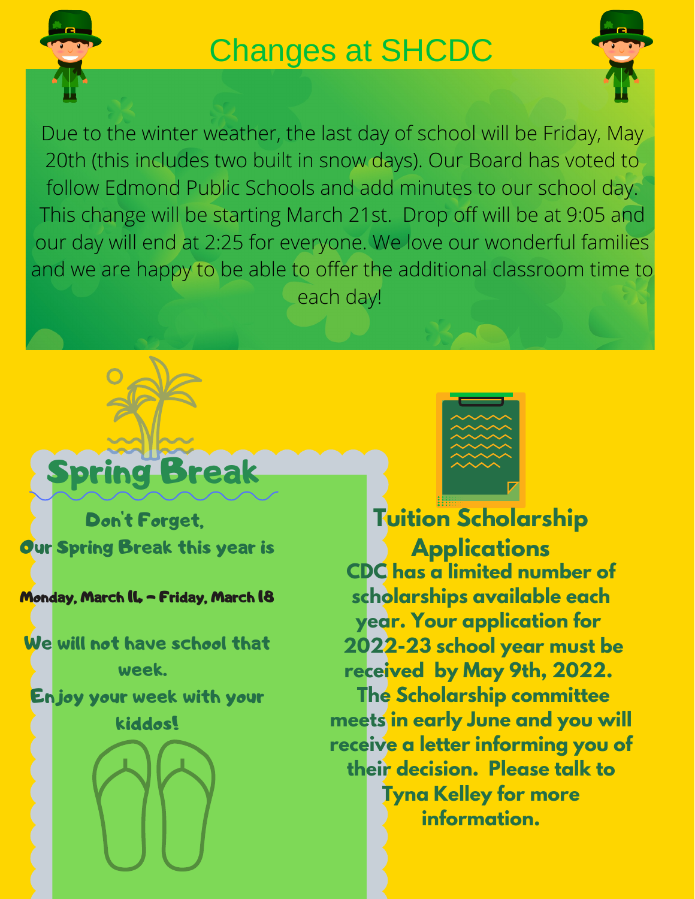# Changes at SHCDC

Due to the winter weather, the last day of school will be Friday, May 20th (this includes two built in snow days). Our Board has voted to follow Edmond Public Schools and add minutes to our school day. This change will be starting March 21st. Drop off will be at 9:05 and our day will end at 2:25 for everyone. We love our wonderful families and we are happy to be able to offer the additional classroom time to each day!

## Spring Break

**Don't Forget,**
**Our Spring Break this year is**

**Monday, March 14 – Friday, March 18**

**We will not have school that week.**
**Enjoy your week with your kiddos!**

## Tuition Scholarship Applications

**CDC has a limited number of scholarships available each year. Your application for 2022-23 school year must be received by May 9th, 2022. The Scholarship committee meets in early June and you will receive a letter informing you of their decision. Please talk to Tyna Kelley for more information.**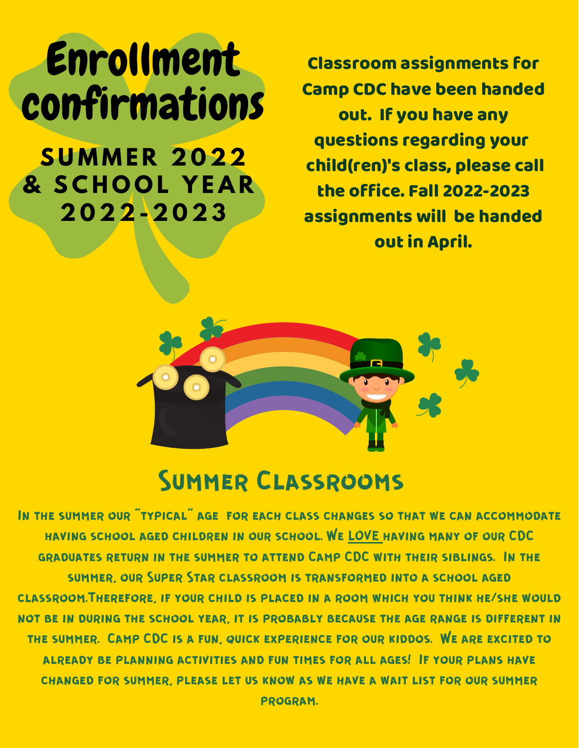# Enrollment confirmations

## SUMMER 2022 & SCHOOL YEAR 2022-2023

**Classroom assignments for Camp CDC have been handed out. If you have any questions regarding your child(ren)'s class, please call the office. Fall 2022-2023 assignments will be handed out in April.**

## Summer Classrooms

In the summer our "typical" age for each class changes so that we can accommodate having school aged children in our school. We LOVE having many of our CDC graduates return in the summer to attend Camp CDC with their siblings. In the summer, our Super Star classroom is transformed into a school aged classroom.Therefore, if your child is placed in a room which you think he/she would not be in during the school year, it is probably because the age range is different in the summer. Camp CDC is a fun, quick experience for our kiddos. We are excited to already be planning activities and fun times for all ages! If your plans have changed for summer, please let us know as we have a wait list for our summer program.